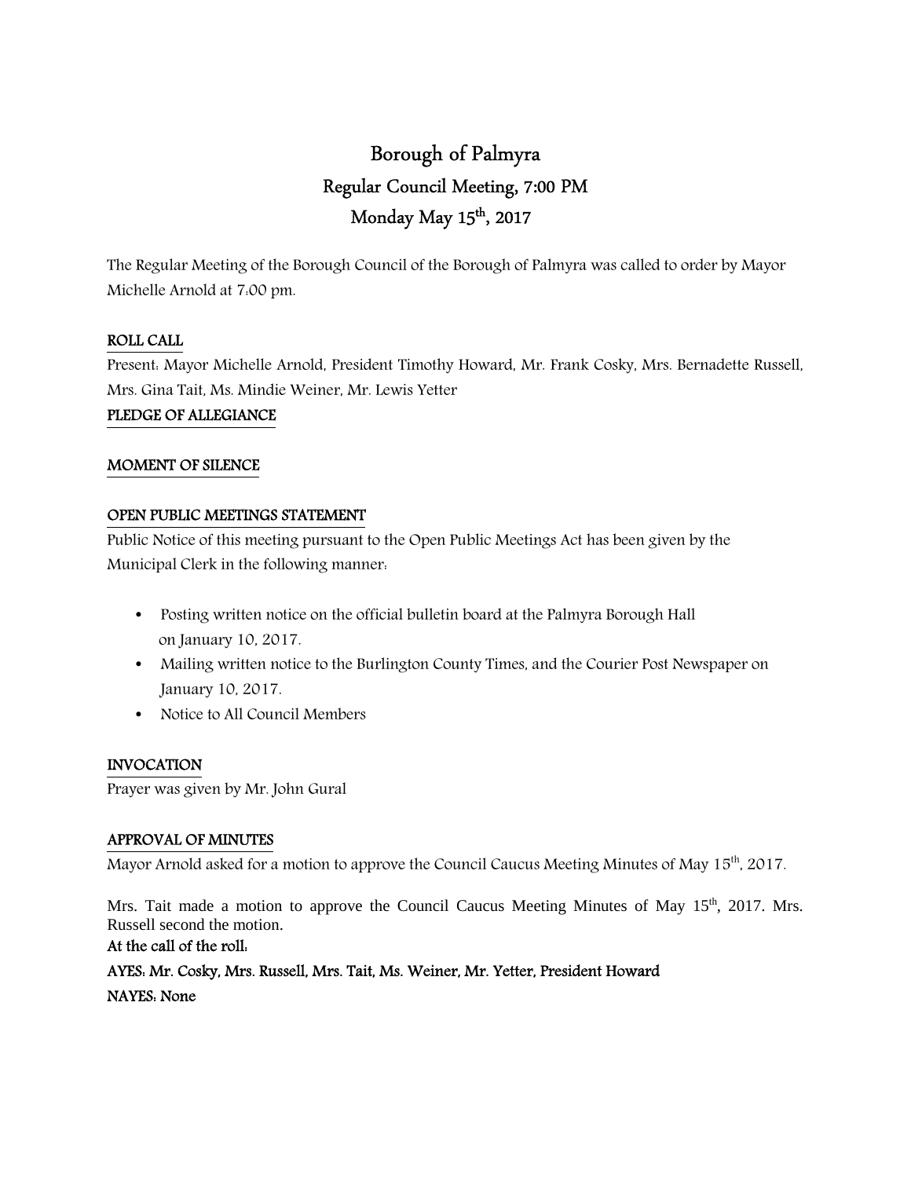# Borough of Palmyra

## Regular Council Meeting, 7:00 PM

## Monday May 15th, 2017

The Regular Meeting of the Borough Council of the Borough of Palmyra was called to order by Mayor Michelle Arnold at 7:00 pm.

**ROLL CALL**

Present: Mayor Michelle Arnold, President Timothy Howard, Mr. Frank Cosky, Mrs. Bernadette Russell, Mrs. Gina Tait, Ms. Mindie Weiner, Mr. Lewis Yetter

**PLEDGE OF ALLEGIANCE**

**MOMENT OF SILENCE**

**OPEN PUBLIC MEETINGS STATEMENT**

Public Notice of this meeting pursuant to the Open Public Meetings Act has been given by the Municipal Clerk in the following manner:

- Posting written notice on the official bulletin board at the Palmyra Borough Hall on January 10, 2017.
- Mailing written notice to the Burlington County Times, and the Courier Post Newspaper on January 10, 2017.
- Notice to All Council Members

**INVOCATION**

Prayer was given by Mr. John Gural

**APPROVAL OF MINUTES**

Mayor Arnold asked for a motion to approve the Council Caucus Meeting Minutes of May 15th, 2017.

Mrs. Tait made a motion to approve the Council Caucus Meeting Minutes of May 15th, 2017. Mrs. Russell second the motion.

**At the call of the roll:**

**AYES: Mr. Cosky, Mrs. Russell, Mrs. Tait, Ms. Weiner, Mr. Yetter, President Howard**

**NAYES: None**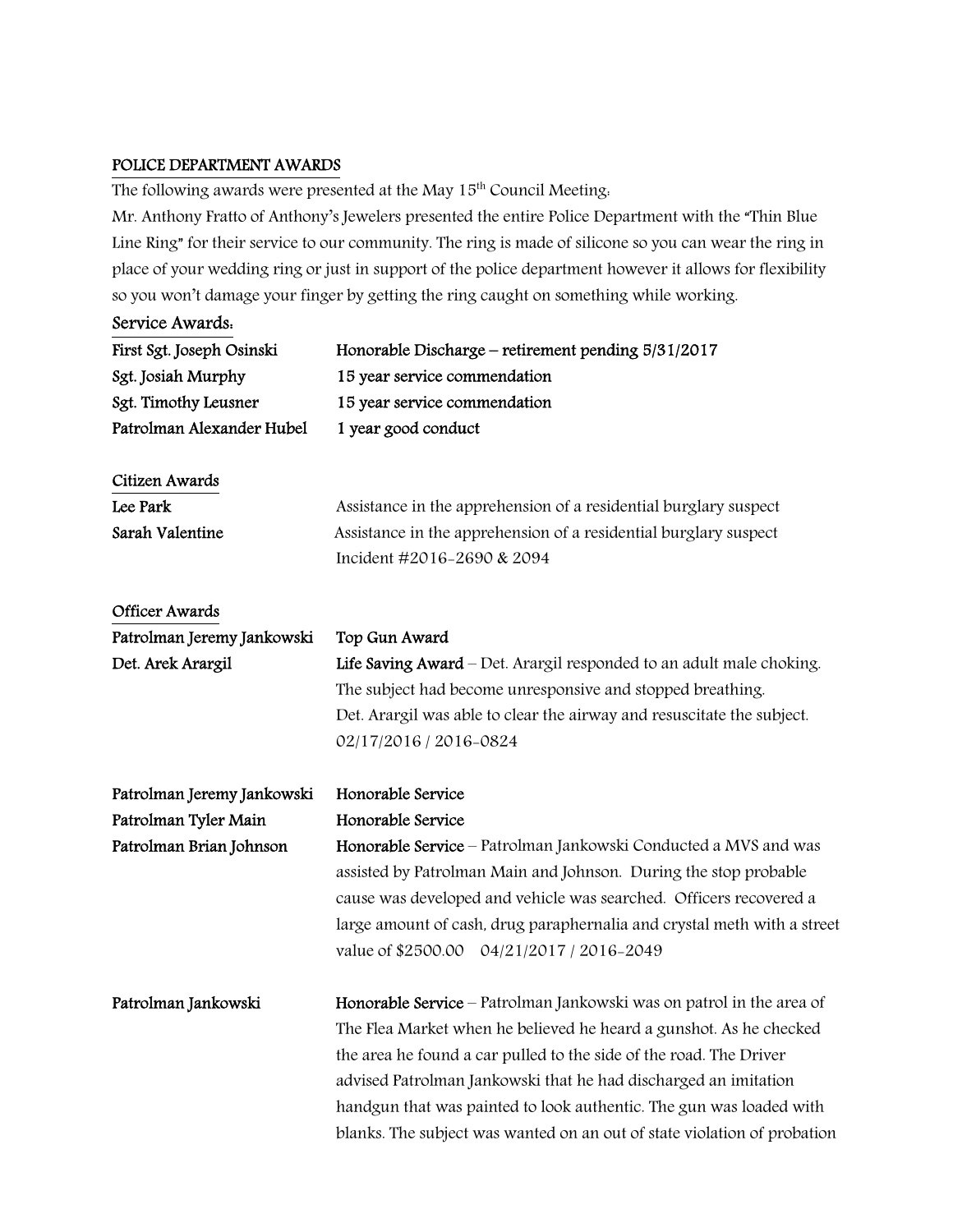## POLICE DEPARTMENT AWARDS

The following awards were presented at the May 15th Council Meeting:

Mr. Anthony Fratto of Anthony's Jewelers presented the entire Police Department with the "Thin Blue Line Ring" for their service to our community. The ring is made of silicone so you can wear the ring in place of your wedding ring or just in support of the police department however it allows for flexibility so you won't damage your finger by getting the ring caught on something while working.

### Service Awards:

| | |
|---|---|
| First Sgt. Joseph Osinski | Honorable Discharge – retirement pending 5/31/2017 |
| Sgt. Josiah Murphy | 15 year service commendation |
| Sgt. Timothy Leusner | 15 year service commendation |
| Patrolman Alexander Hubel | 1 year good conduct |

### Citizen Awards

| | |
|---|---|
| Lee Park | Assistance in the apprehension of a residential burglary suspect |
| Sarah Valentine | Assistance in the apprehension of a residential burglary suspect Incident #2016-2690 & 2094 |

### Officer Awards

| | |
|---|---|
| Patrolman Jeremy Jankowski | Top Gun Award |
| Det. Arek Arargil | **Life Saving Award** – Det. Arargil responded to an adult male choking. The subject had become unresponsive and stopped breathing. Det. Arargil was able to clear the airway and resuscitate the subject. 02/17/2016 / 2016-0824 |

| | |
|---|---|
| Patrolman Jeremy Jankowski | Honorable Service |
| Patrolman Tyler Main | Honorable Service |
| Patrolman Brian Johnson | **Honorable Service** – Patrolman Jankowski Conducted a MVS and was assisted by Patrolman Main and Johnson. During the stop probable cause was developed and vehicle was searched. Officers recovered a large amount of cash, drug paraphernalia and crystal meth with a street value of $2500.00 04/21/2017 / 2016-2049 |

| | |
|---|---|
| Patrolman Jankowski | **Honorable Service** – Patrolman Jankowski was on patrol in the area of The Flea Market when he believed he heard a gunshot. As he checked the area he found a car pulled to the side of the road. The Driver advised Patrolman Jankowski that he had discharged an imitation handgun that was painted to look authentic. The gun was loaded with blanks. The subject was wanted on an out of state violation of probation |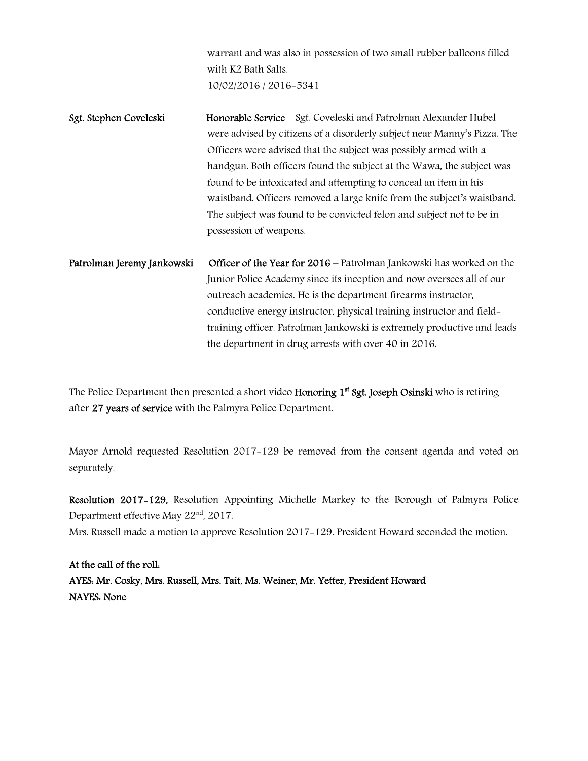warrant and was also in possession of two small rubber balloons filled with K2 Bath Salts.
10/02/2016 / 2016-5341

**Sgt. Stephen Coveleski** **Honorable Service** – Sgt. Coveleski and Patrolman Alexander Hubel were advised by citizens of a disorderly subject near Manny's Pizza. The Officers were advised that the subject was possibly armed with a handgun. Both officers found the subject at the Wawa, the subject was found to be intoxicated and attempting to conceal an item in his waistband. Officers removed a large knife from the subject's waistband. The subject was found to be convicted felon and subject not to be in possession of weapons.

**Patrolman Jeremy Jankowski** **Officer of the Year for 2016** – Patrolman Jankowski has worked on the Junior Police Academy since its inception and now oversees all of our outreach academies. He is the department firearms instructor, conductive energy instructor, physical training instructor and field-training officer. Patrolman Jankowski is extremely productive and leads the department in drug arrests with over 40 in 2016.

The Police Department then presented a short video **Honoring 1st Sgt. Joseph Osinski** who is retiring after **27 years of service** with the Palmyra Police Department.

Mayor Arnold requested Resolution 2017-129 be removed from the consent agenda and voted on separately.

**Resolution 2017-129,** Resolution Appointing Michelle Markey to the Borough of Palmyra Police Department effective May 22nd, 2017.
Mrs. Russell made a motion to approve Resolution 2017-129. President Howard seconded the motion.

**At the call of the roll:**
**AYES: Mr. Cosky, Mrs. Russell, Mrs. Tait, Ms. Weiner, Mr. Yetter, President Howard**
**NAYES: None**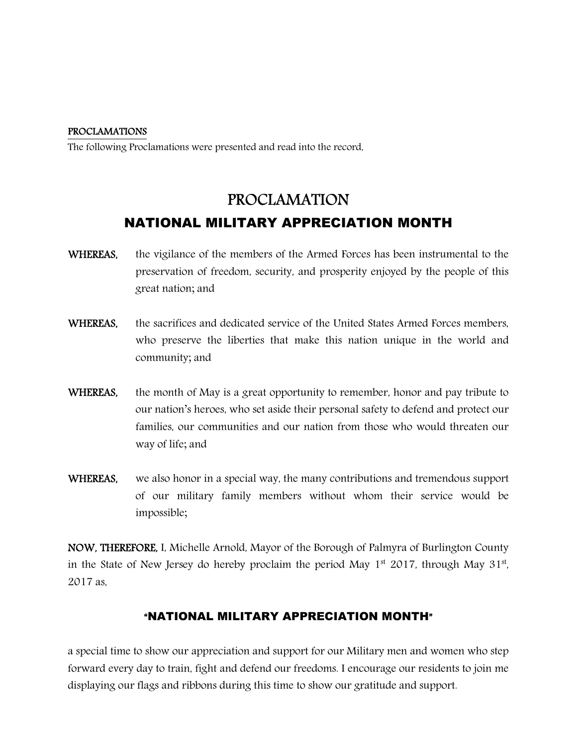**PROCLAMATIONS**

The following Proclamations were presented and read into the record,

# PROCLAMATION

## NATIONAL MILITARY APPRECIATION MONTH

**WHEREAS,** the vigilance of the members of the Armed Forces has been instrumental to the preservation of freedom, security, and prosperity enjoyed by the people of this great nation; and

**WHEREAS,** the sacrifices and dedicated service of the United States Armed Forces members, who preserve the liberties that make this nation unique in the world and community; and

**WHEREAS,** the month of May is a great opportunity to remember, honor and pay tribute to our nation's heroes, who set aside their personal safety to defend and protect our families, our communities and our nation from those who would threaten our way of life; and

**WHEREAS,** we also honor in a special way, the many contributions and tremendous support of our military family members without whom their service would be impossible;

**NOW, THEREFORE,** I, Michelle Arnold, Mayor of the Borough of Palmyra of Burlington County in the State of New Jersey do hereby proclaim the period May 1st 2017, through May 31st, 2017 as,

**"NATIONAL MILITARY APPRECIATION MONTH"**

a special time to show our appreciation and support for our Military men and women who step forward every day to train, fight and defend our freedoms. I encourage our residents to join me displaying our flags and ribbons during this time to show our gratitude and support.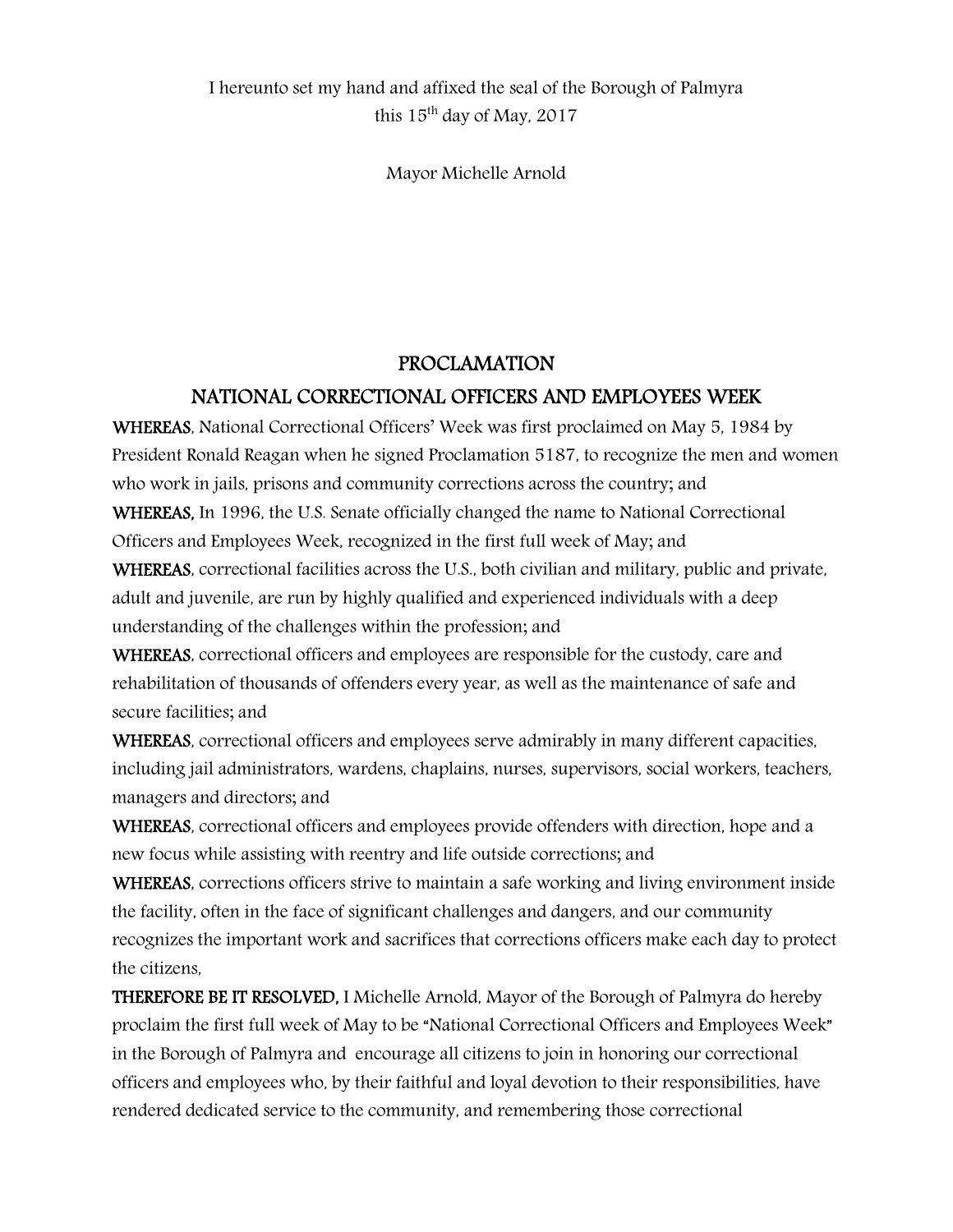I hereunto set my hand and affixed the seal of the Borough of Palmyra
this 15th day of May, 2017

Mayor Michelle Arnold

# PROCLAMATION
## NATIONAL CORRECTIONAL OFFICERS AND EMPLOYEES WEEK

**WHEREAS**, National Correctional Officers' Week was first proclaimed on May 5, 1984 by President Ronald Reagan when he signed Proclamation 5187, to recognize the men and women who work in jails, prisons and community corrections across the country; and

**WHEREAS,** In 1996, the U.S. Senate officially changed the name to National Correctional Officers and Employees Week, recognized in the first full week of May; and

**WHEREAS**, correctional facilities across the U.S., both civilian and military, public and private, adult and juvenile, are run by highly qualified and experienced individuals with a deep understanding of the challenges within the profession; and

**WHEREAS**, correctional officers and employees are responsible for the custody, care and rehabilitation of thousands of offenders every year, as well as the maintenance of safe and secure facilities; and

**WHEREAS**, correctional officers and employees serve admirably in many different capacities, including jail administrators, wardens, chaplains, nurses, supervisors, social workers, teachers, managers and directors; and

**WHEREAS**, correctional officers and employees provide offenders with direction, hope and a new focus while assisting with reentry and life outside corrections; and

**WHEREAS**, corrections officers strive to maintain a safe working and living environment inside the facility, often in the face of significant challenges and dangers, and our community recognizes the important work and sacrifices that corrections officers make each day to protect the citizens,

**THEREFORE BE IT RESOLVED,** I Michelle Arnold, Mayor of the Borough of Palmyra do hereby proclaim the first full week of May to be "National Correctional Officers and Employees Week" in the Borough of Palmyra and encourage all citizens to join in honoring our correctional officers and employees who, by their faithful and loyal devotion to their responsibilities, have rendered dedicated service to the community, and remembering those correctional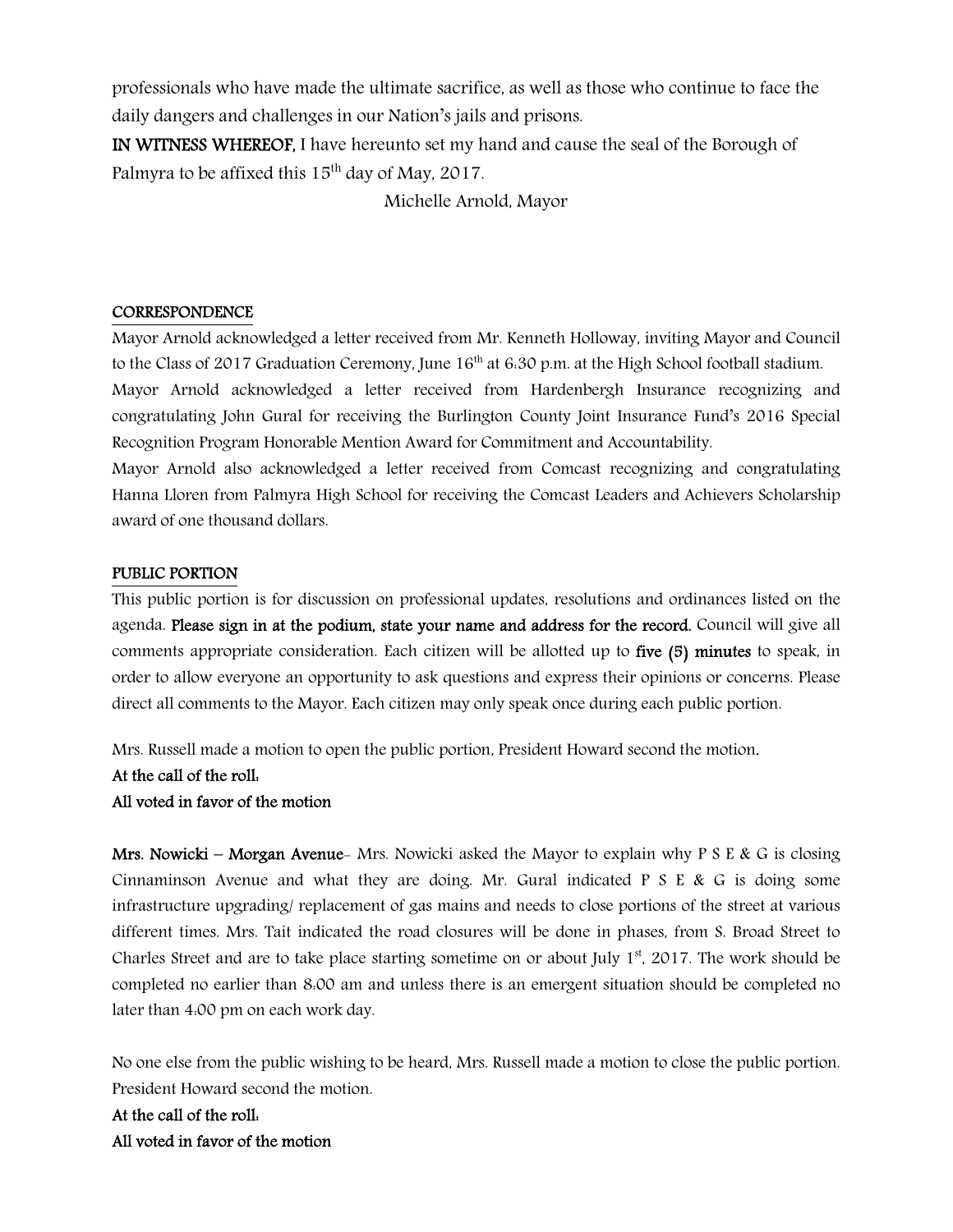professionals who have made the ultimate sacrifice, as well as those who continue to face the daily dangers and challenges in our Nation's jails and prisons.

**IN WITNESS WHEREOF,** I have hereunto set my hand and cause the seal of the Borough of Palmyra to be affixed this 15th day of May, 2017.

Michelle Arnold, Mayor

## CORRESPONDENCE

Mayor Arnold acknowledged a letter received from Mr. Kenneth Holloway, inviting Mayor and Council to the Class of 2017 Graduation Ceremony, June 16th at 6:30 p.m. at the High School football stadium.

Mayor Arnold acknowledged a letter received from Hardenbergh Insurance recognizing and congratulating John Gural for receiving the Burlington County Joint Insurance Fund's 2016 Special Recognition Program Honorable Mention Award for Commitment and Accountability.

Mayor Arnold also acknowledged a letter received from Comcast recognizing and congratulating Hanna Lloren from Palmyra High School for receiving the Comcast Leaders and Achievers Scholarship award of one thousand dollars.

## PUBLIC PORTION

This public portion is for discussion on professional updates, resolutions and ordinances listed on the agenda. **Please sign in at the podium, state your name and address for the record.** Council will give all comments appropriate consideration. Each citizen will be allotted up to **five (5) minutes** to speak, in order to allow everyone an opportunity to ask questions and express their opinions or concerns. Please direct all comments to the Mayor. Each citizen may only speak once during each public portion.

Mrs. Russell made a motion to open the public portion, President Howard second the motion.

**At the call of the roll:**

**All voted in favor of the motion**

**Mrs. Nowicki – Morgan Avenue**- Mrs. Nowicki asked the Mayor to explain why P S E & G is closing Cinnaminson Avenue and what they are doing. Mr. Gural indicated P S E & G is doing some infrastructure upgrading/ replacement of gas mains and needs to close portions of the street at various different times. Mrs. Tait indicated the road closures will be done in phases, from S. Broad Street to Charles Street and are to take place starting sometime on or about July 1st, 2017. The work should be completed no earlier than 8:00 am and unless there is an emergent situation should be completed no later than 4:00 pm on each work day.

No one else from the public wishing to be heard, Mrs. Russell made a motion to close the public portion. President Howard second the motion.

**At the call of the roll:**

**All voted in favor of the motion**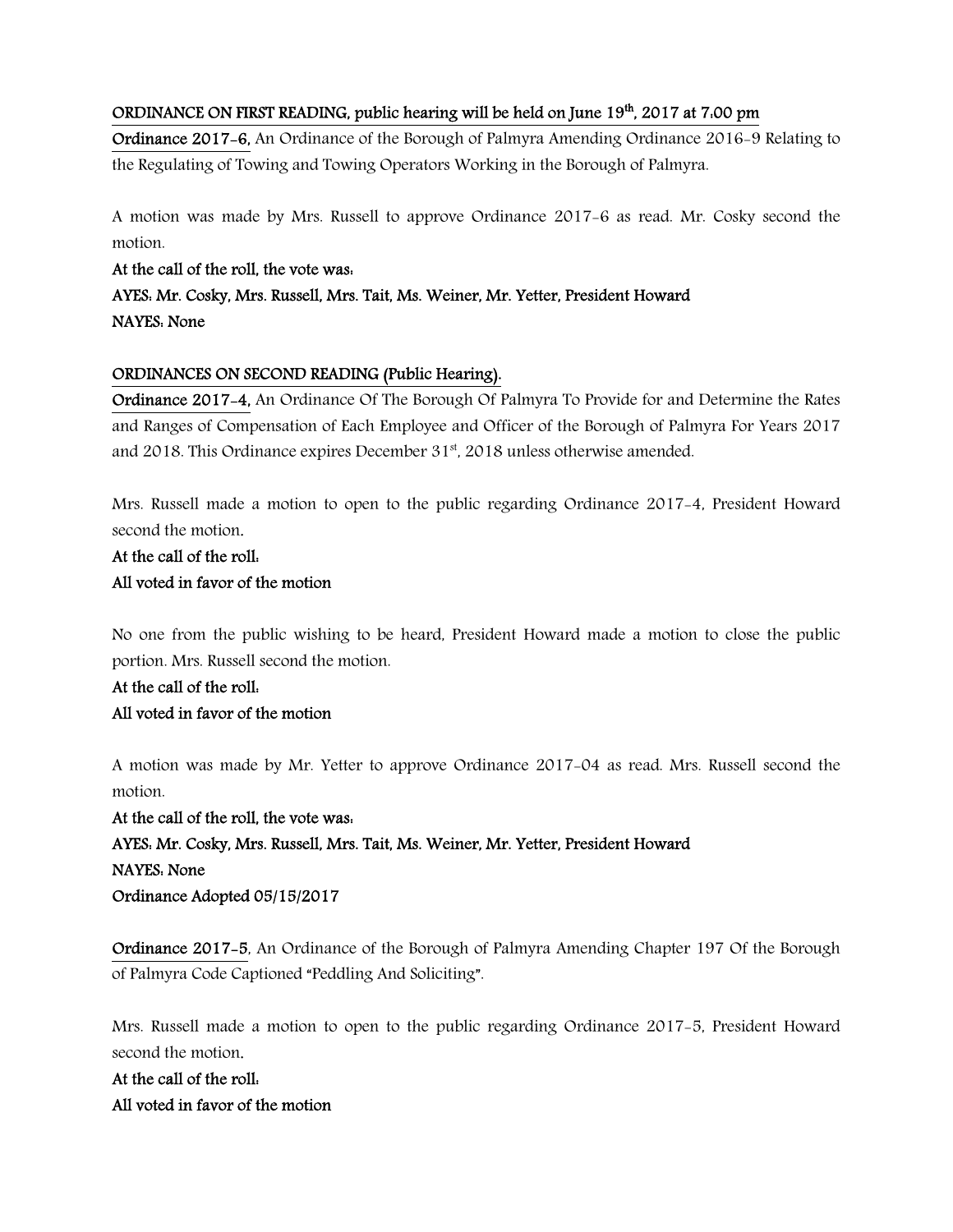**ORDINANCE ON FIRST READING, public hearing will be held on June 19th, 2017 at 7:00 pm**

**Ordinance 2017-6,** An Ordinance of the Borough of Palmyra Amending Ordinance 2016-9 Relating to the Regulating of Towing and Towing Operators Working in the Borough of Palmyra.

A motion was made by Mrs. Russell to approve Ordinance 2017-6 as read. Mr. Cosky second the motion.

**At the call of the roll, the vote was:**
**AYES: Mr. Cosky, Mrs. Russell, Mrs. Tait, Ms. Weiner, Mr. Yetter, President Howard**
**NAYES: None**

**ORDINANCES ON SECOND READING (Public Hearing).**

**Ordinance 2017-4,** An Ordinance Of The Borough Of Palmyra To Provide for and Determine the Rates and Ranges of Compensation of Each Employee and Officer of the Borough of Palmyra For Years 2017 and 2018. This Ordinance expires December 31st, 2018 unless otherwise amended.

Mrs. Russell made a motion to open to the public regarding Ordinance 2017-4, President Howard second the motion.

**At the call of the roll:**
**All voted in favor of the motion**

No one from the public wishing to be heard, President Howard made a motion to close the public portion. Mrs. Russell second the motion.

**At the call of the roll:**
**All voted in favor of the motion**

A motion was made by Mr. Yetter to approve Ordinance 2017-04 as read. Mrs. Russell second the motion.

**At the call of the roll, the vote was:**
**AYES: Mr. Cosky, Mrs. Russell, Mrs. Tait, Ms. Weiner, Mr. Yetter, President Howard**
**NAYES: None**
**Ordinance Adopted 05/15/2017**

**Ordinance 2017-5,** An Ordinance of the Borough of Palmyra Amending Chapter 197 Of the Borough of Palmyra Code Captioned "Peddling And Soliciting".

Mrs. Russell made a motion to open to the public regarding Ordinance 2017-5, President Howard second the motion.

**At the call of the roll:**
**All voted in favor of the motion**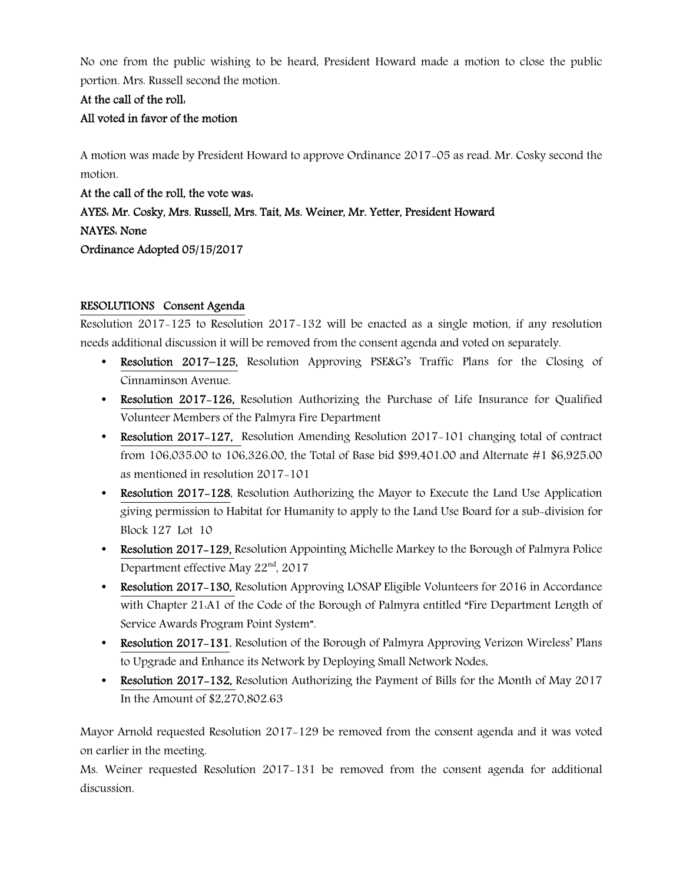No one from the public wishing to be heard, President Howard made a motion to close the public portion. Mrs. Russell second the motion.

**At the call of the roll:**

**All voted in favor of the motion**

A motion was made by President Howard to approve Ordinance 2017-05 as read. Mr. Cosky second the motion.

**At the call of the roll, the vote was:**

**AYES: Mr. Cosky, Mrs. Russell, Mrs. Tait, Ms. Weiner, Mr. Yetter, President Howard**

**NAYES: None**

**Ordinance Adopted 05/15/2017**

**RESOLUTIONS Consent Agenda**

Resolution 2017-125 to Resolution 2017-132 will be enacted as a single motion, if any resolution needs additional discussion it will be removed from the consent agenda and voted on separately.

- **Resolution 2017–125,** Resolution Approving PSE&G's Traffic Plans for the Closing of Cinnaminson Avenue.
- **Resolution 2017-126,** Resolution Authorizing the Purchase of Life Insurance for Qualified Volunteer Members of the Palmyra Fire Department
- **Resolution 2017-127,** Resolution Amending Resolution 2017-101 changing total of contract from 106,035.00 to 106,326.00, the Total of Base bid $99,401.00 and Alternate #1 $6,925.00 as mentioned in resolution 2017-101
- **Resolution 2017-128**, Resolution Authorizing the Mayor to Execute the Land Use Application giving permission to Habitat for Humanity to apply to the Land Use Board for a sub-division for Block 127 Lot 10
- **Resolution 2017-129,** Resolution Appointing Michelle Markey to the Borough of Palmyra Police Department effective May 22nd, 2017
- **Resolution 2017-130,** Resolution Approving LOSAP Eligible Volunteers for 2016 in Accordance with Chapter 21:A1 of the Code of the Borough of Palmyra entitled "Fire Department Length of Service Awards Program Point System".
- **Resolution 2017-131**, Resolution of the Borough of Palmyra Approving Verizon Wireless' Plans to Upgrade and Enhance its Network by Deploying Small Network Nodes.
- **Resolution 2017-132,** Resolution Authorizing the Payment of Bills for the Month of May 2017 In the Amount of $2,270,802.63

Mayor Arnold requested Resolution 2017-129 be removed from the consent agenda and it was voted on earlier in the meeting.

Ms. Weiner requested Resolution 2017-131 be removed from the consent agenda for additional discussion.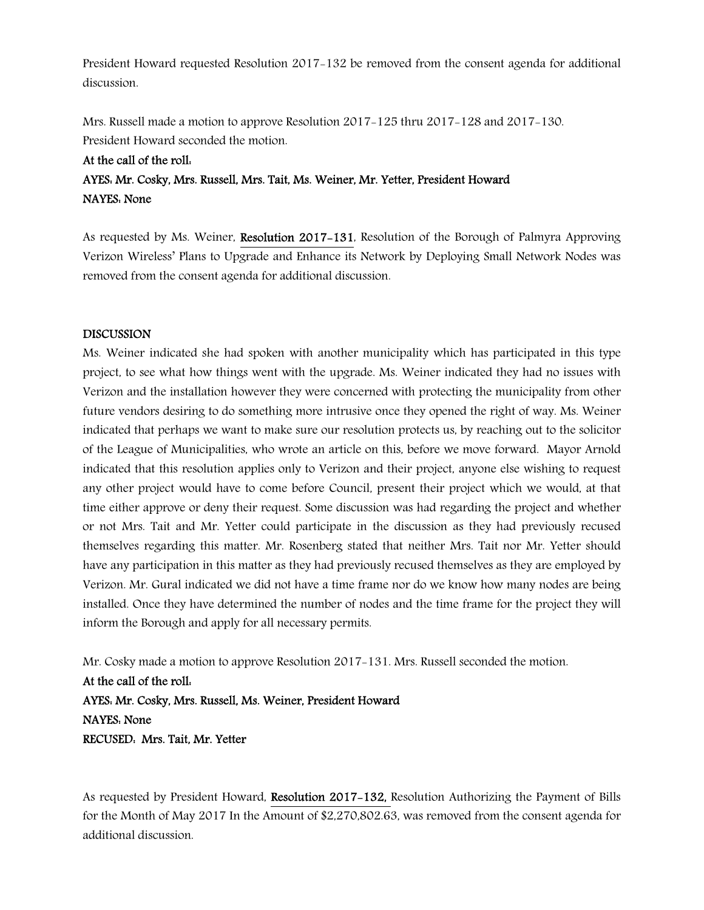President Howard requested Resolution 2017-132 be removed from the consent agenda for additional discussion.

Mrs. Russell made a motion to approve Resolution 2017-125 thru 2017-128 and 2017-130. President Howard seconded the motion.

**At the call of the roll:**
**AYES: Mr. Cosky, Mrs. Russell, Mrs. Tait, Ms. Weiner, Mr. Yetter, President Howard**
**NAYES: None**

As requested by Ms. Weiner, **Resolution 2017-131**, Resolution of the Borough of Palmyra Approving Verizon Wireless' Plans to Upgrade and Enhance its Network by Deploying Small Network Nodes was removed from the consent agenda for additional discussion.

**DISCUSSION**

Ms. Weiner indicated she had spoken with another municipality which has participated in this type project, to see what how things went with the upgrade. Ms. Weiner indicated they had no issues with Verizon and the installation however they were concerned with protecting the municipality from other future vendors desiring to do something more intrusive once they opened the right of way. Ms. Weiner indicated that perhaps we want to make sure our resolution protects us, by reaching out to the solicitor of the League of Municipalities, who wrote an article on this, before we move forward. Mayor Arnold indicated that this resolution applies only to Verizon and their project, anyone else wishing to request any other project would have to come before Council, present their project which we would, at that time either approve or deny their request. Some discussion was had regarding the project and whether or not Mrs. Tait and Mr. Yetter could participate in the discussion as they had previously recused themselves regarding this matter. Mr. Rosenberg stated that neither Mrs. Tait nor Mr. Yetter should have any participation in this matter as they had previously recused themselves as they are employed by Verizon. Mr. Gural indicated we did not have a time frame nor do we know how many nodes are being installed. Once they have determined the number of nodes and the time frame for the project they will inform the Borough and apply for all necessary permits.

Mr. Cosky made a motion to approve Resolution 2017-131. Mrs. Russell seconded the motion.

**At the call of the roll:**
**AYES: Mr. Cosky, Mrs. Russell, Ms. Weiner, President Howard**
**NAYES: None**
**RECUSED: Mrs. Tait, Mr. Yetter**

As requested by President Howard, **Resolution 2017-132,** Resolution Authorizing the Payment of Bills for the Month of May 2017 In the Amount of $2,270,802.63, was removed from the consent agenda for additional discussion.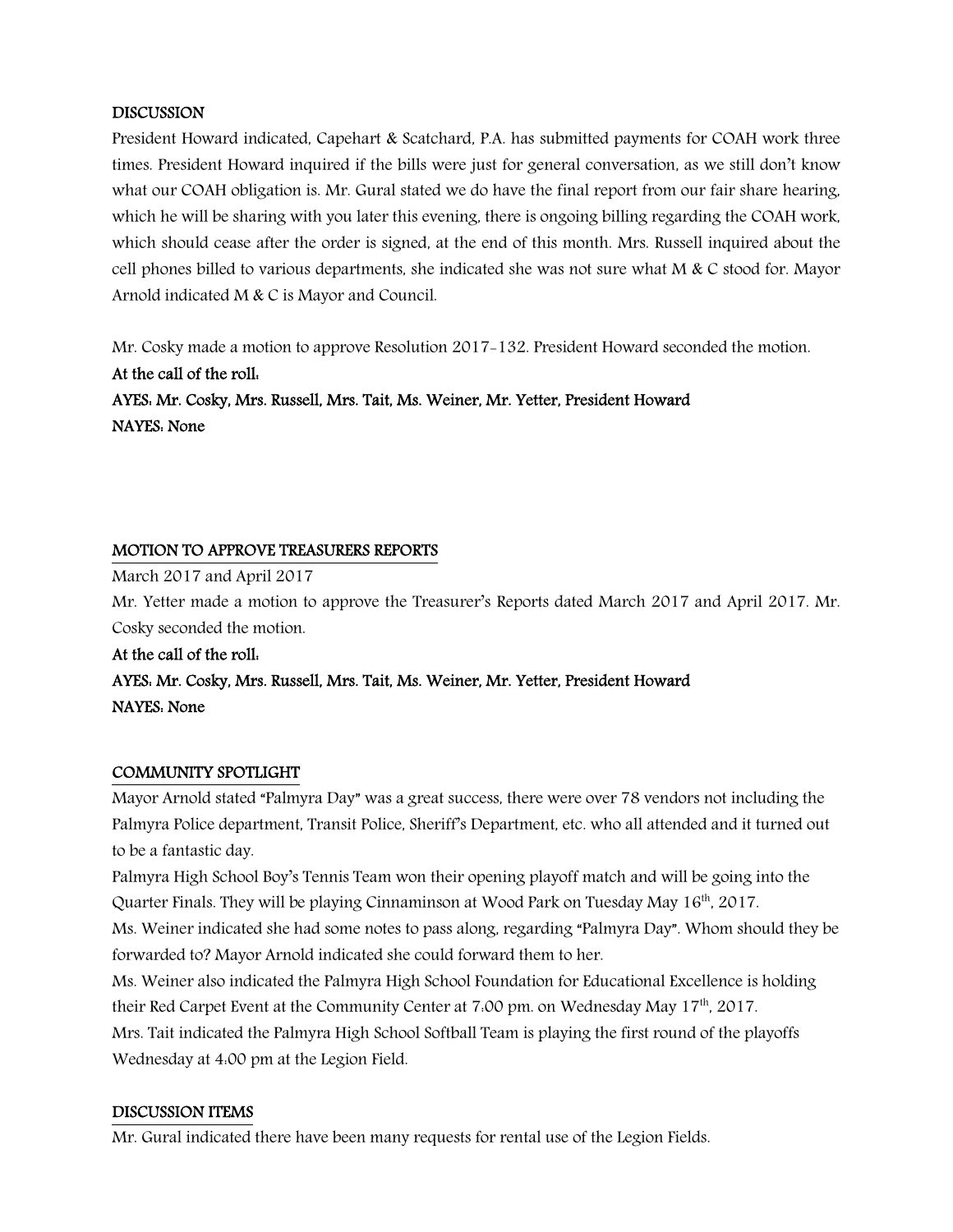**DISCUSSION**

President Howard indicated, Capehart & Scatchard, P.A. has submitted payments for COAH work three times. President Howard inquired if the bills were just for general conversation, as we still don't know what our COAH obligation is. Mr. Gural stated we do have the final report from our fair share hearing, which he will be sharing with you later this evening, there is ongoing billing regarding the COAH work, which should cease after the order is signed, at the end of this month. Mrs. Russell inquired about the cell phones billed to various departments, she indicated she was not sure what M & C stood for. Mayor Arnold indicated M & C is Mayor and Council.

Mr. Cosky made a motion to approve Resolution 2017-132. President Howard seconded the motion.

**At the call of the roll:**

**AYES: Mr. Cosky, Mrs. Russell, Mrs. Tait, Ms. Weiner, Mr. Yetter, President Howard**

**NAYES: None**

**MOTION TO APPROVE TREASURERS REPORTS**

March 2017 and April 2017

Mr. Yetter made a motion to approve the Treasurer's Reports dated March 2017 and April 2017. Mr. Cosky seconded the motion.

**At the call of the roll:**

**AYES: Mr. Cosky, Mrs. Russell, Mrs. Tait, Ms. Weiner, Mr. Yetter, President Howard**

**NAYES: None**

**COMMUNITY SPOTLIGHT**

Mayor Arnold stated "Palmyra Day" was a great success, there were over 78 vendors not including the Palmyra Police department, Transit Police, Sheriff's Department, etc. who all attended and it turned out to be a fantastic day.

Palmyra High School Boy's Tennis Team won their opening playoff match and will be going into the Quarter Finals. They will be playing Cinnaminson at Wood Park on Tuesday May 16th, 2017.

Ms. Weiner indicated she had some notes to pass along, regarding "Palmyra Day". Whom should they be forwarded to? Mayor Arnold indicated she could forward them to her.

Ms. Weiner also indicated the Palmyra High School Foundation for Educational Excellence is holding their Red Carpet Event at the Community Center at 7:00 pm. on Wednesday May 17th, 2017.

Mrs. Tait indicated the Palmyra High School Softball Team is playing the first round of the playoffs Wednesday at 4:00 pm at the Legion Field.

**DISCUSSION ITEMS**

Mr. Gural indicated there have been many requests for rental use of the Legion Fields.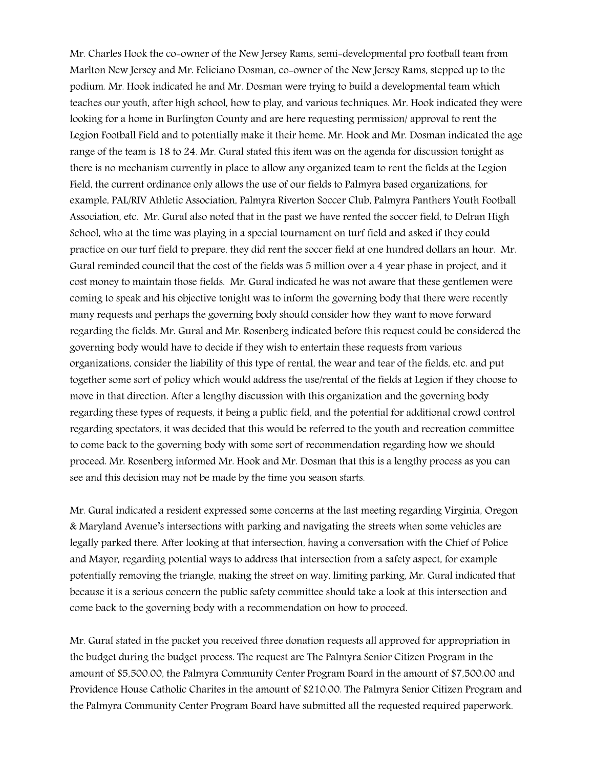Mr. Charles Hook the co-owner of the New Jersey Rams, semi-developmental pro football team from Marlton New Jersey and Mr. Feliciano Dosman, co-owner of the New Jersey Rams, stepped up to the podium. Mr. Hook indicated he and Mr. Dosman were trying to build a developmental team which teaches our youth, after high school, how to play, and various techniques. Mr. Hook indicated they were looking for a home in Burlington County and are here requesting permission/ approval to rent the Legion Football Field and to potentially make it their home. Mr. Hook and Mr. Dosman indicated the age range of the team is 18 to 24. Mr. Gural stated this item was on the agenda for discussion tonight as there is no mechanism currently in place to allow any organized team to rent the fields at the Legion Field, the current ordinance only allows the use of our fields to Palmyra based organizations, for example, PAL/RIV Athletic Association, Palmyra Riverton Soccer Club, Palmyra Panthers Youth Football Association, etc. Mr. Gural also noted that in the past we have rented the soccer field, to Delran High School, who at the time was playing in a special tournament on turf field and asked if they could practice on our turf field to prepare, they did rent the soccer field at one hundred dollars an hour. Mr. Gural reminded council that the cost of the fields was 5 million over a 4 year phase in project, and it cost money to maintain those fields. Mr. Gural indicated he was not aware that these gentlemen were coming to speak and his objective tonight was to inform the governing body that there were recently many requests and perhaps the governing body should consider how they want to move forward regarding the fields. Mr. Gural and Mr. Rosenberg indicated before this request could be considered the governing body would have to decide if they wish to entertain these requests from various organizations, consider the liability of this type of rental, the wear and tear of the fields, etc. and put together some sort of policy which would address the use/rental of the fields at Legion if they choose to move in that direction. After a lengthy discussion with this organization and the governing body regarding these types of requests, it being a public field, and the potential for additional crowd control regarding spectators, it was decided that this would be referred to the youth and recreation committee to come back to the governing body with some sort of recommendation regarding how we should proceed. Mr. Rosenberg informed Mr. Hook and Mr. Dosman that this is a lengthy process as you can see and this decision may not be made by the time you season starts.

Mr. Gural indicated a resident expressed some concerns at the last meeting regarding Virginia, Oregon & Maryland Avenue's intersections with parking and navigating the streets when some vehicles are legally parked there. After looking at that intersection, having a conversation with the Chief of Police and Mayor, regarding potential ways to address that intersection from a safety aspect, for example potentially removing the triangle, making the street on way, limiting parking, Mr. Gural indicated that because it is a serious concern the public safety committee should take a look at this intersection and come back to the governing body with a recommendation on how to proceed.

Mr. Gural stated in the packet you received three donation requests all approved for appropriation in the budget during the budget process. The request are The Palmyra Senior Citizen Program in the amount of $5,500.00, the Palmyra Community Center Program Board in the amount of $7,500.00 and Providence House Catholic Charites in the amount of $210.00. The Palmyra Senior Citizen Program and the Palmyra Community Center Program Board have submitted all the requested required paperwork.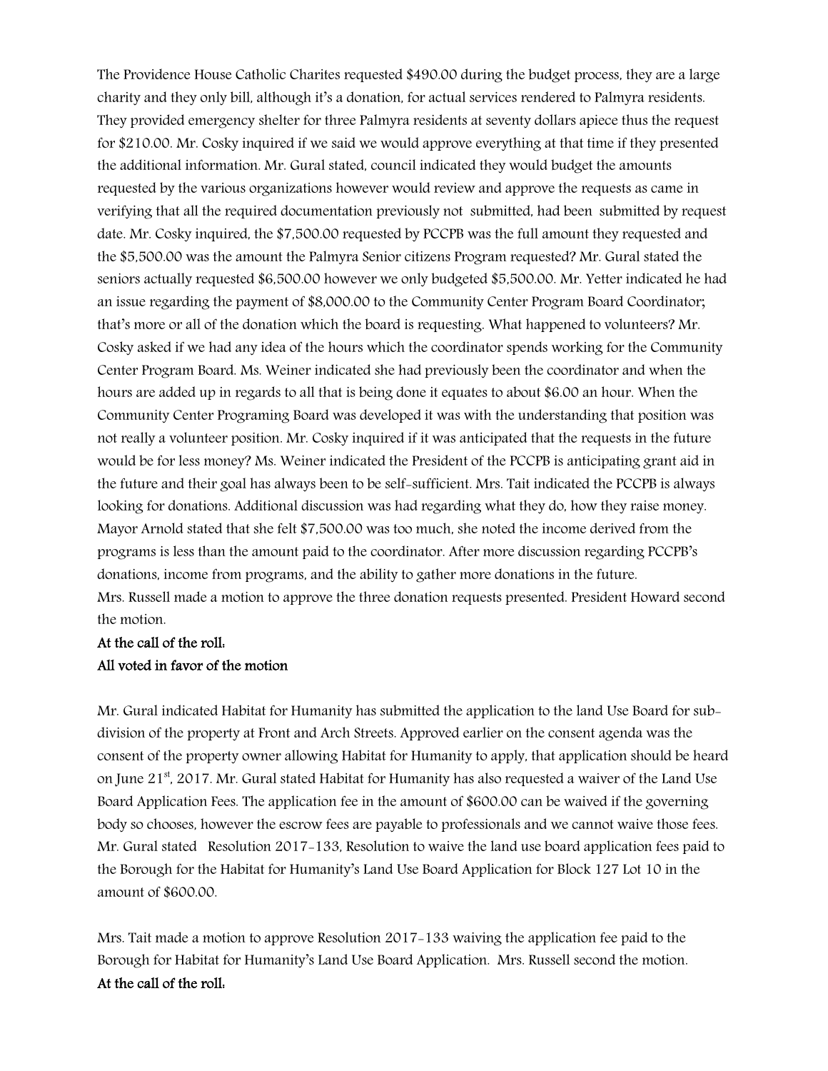The Providence House Catholic Charites requested $490.00 during the budget process, they are a large charity and they only bill, although it's a donation, for actual services rendered to Palmyra residents. They provided emergency shelter for three Palmyra residents at seventy dollars apiece thus the request for $210.00. Mr. Cosky inquired if we said we would approve everything at that time if they presented the additional information. Mr. Gural stated, council indicated they would budget the amounts requested by the various organizations however would review and approve the requests as came in verifying that all the required documentation previously not submitted, had been submitted by request date. Mr. Cosky inquired, the $7,500.00 requested by PCCPB was the full amount they requested and the $5,500.00 was the amount the Palmyra Senior citizens Program requested? Mr. Gural stated the seniors actually requested $6,500.00 however we only budgeted $5,500.00. Mr. Yetter indicated he had an issue regarding the payment of $8,000.00 to the Community Center Program Board Coordinator; that's more or all of the donation which the board is requesting. What happened to volunteers? Mr. Cosky asked if we had any idea of the hours which the coordinator spends working for the Community Center Program Board. Ms. Weiner indicated she had previously been the coordinator and when the hours are added up in regards to all that is being done it equates to about $6.00 an hour. When the Community Center Programing Board was developed it was with the understanding that position was not really a volunteer position. Mr. Cosky inquired if it was anticipated that the requests in the future would be for less money? Ms. Weiner indicated the President of the PCCPB is anticipating grant aid in the future and their goal has always been to be self-sufficient. Mrs. Tait indicated the PCCPB is always looking for donations. Additional discussion was had regarding what they do, how they raise money. Mayor Arnold stated that she felt $7,500.00 was too much, she noted the income derived from the programs is less than the amount paid to the coordinator. After more discussion regarding PCCPB's donations, income from programs, and the ability to gather more donations in the future.
Mrs. Russell made a motion to approve the three donation requests presented. President Howard second the motion.

**At the call of the roll:**
**All voted in favor of the motion**

Mr. Gural indicated Habitat for Humanity has submitted the application to the land Use Board for sub-division of the property at Front and Arch Streets. Approved earlier on the consent agenda was the consent of the property owner allowing Habitat for Humanity to apply, that application should be heard on June 21st, 2017. Mr. Gural stated Habitat for Humanity has also requested a waiver of the Land Use Board Application Fees. The application fee in the amount of $600.00 can be waived if the governing body so chooses, however the escrow fees are payable to professionals and we cannot waive those fees. Mr. Gural stated Resolution 2017-133, Resolution to waive the land use board application fees paid to the Borough for the Habitat for Humanity's Land Use Board Application for Block 127 Lot 10 in the amount of $600.00.

Mrs. Tait made a motion to approve Resolution 2017-133 waiving the application fee paid to the Borough for Habitat for Humanity's Land Use Board Application. Mrs. Russell second the motion.
**At the call of the roll:**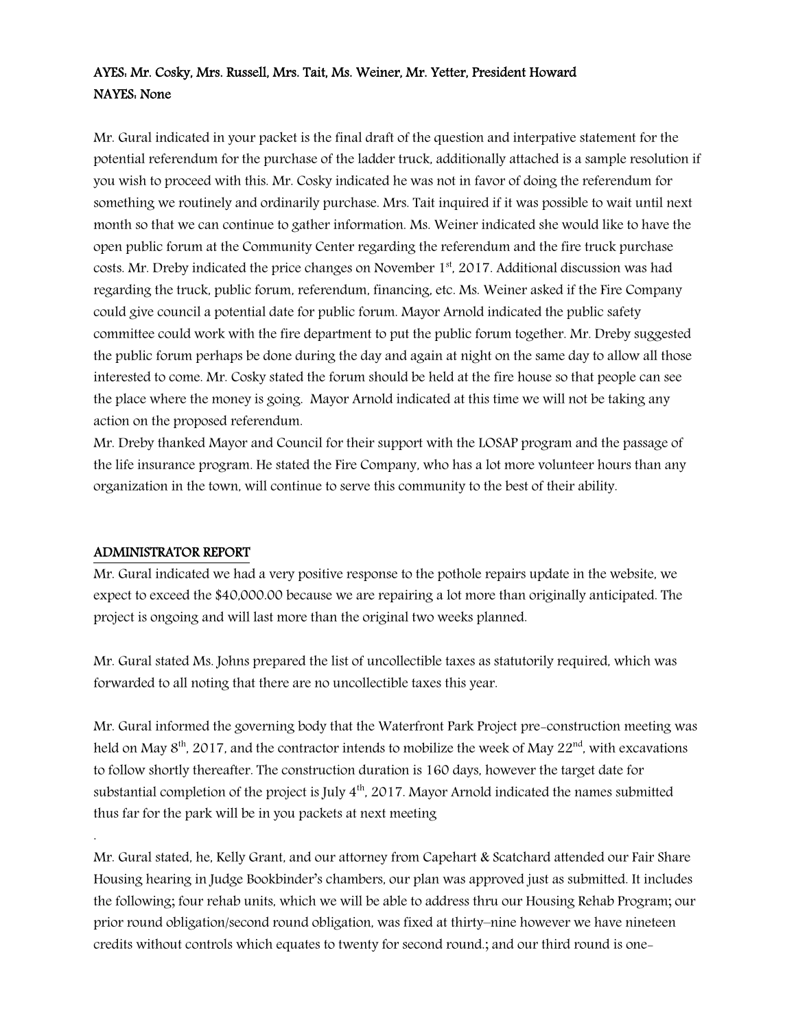**AYES: Mr. Cosky, Mrs. Russell, Mrs. Tait, Ms. Weiner, Mr. Yetter, President Howard**
**NAYES: None**

Mr. Gural indicated in your packet is the final draft of the question and interpative statement for the potential referendum for the purchase of the ladder truck, additionally attached is a sample resolution if you wish to proceed with this. Mr. Cosky indicated he was not in favor of doing the referendum for something we routinely and ordinarily purchase. Mrs. Tait inquired if it was possible to wait until next month so that we can continue to gather information. Ms. Weiner indicated she would like to have the open public forum at the Community Center regarding the referendum and the fire truck purchase costs. Mr. Dreby indicated the price changes on November 1st, 2017. Additional discussion was had regarding the truck, public forum, referendum, financing, etc. Ms. Weiner asked if the Fire Company could give council a potential date for public forum. Mayor Arnold indicated the public safety committee could work with the fire department to put the public forum together. Mr. Dreby suggested the public forum perhaps be done during the day and again at night on the same day to allow all those interested to come. Mr. Cosky stated the forum should be held at the fire house so that people can see the place where the money is going. Mayor Arnold indicated at this time we will not be taking any action on the proposed referendum.
Mr. Dreby thanked Mayor and Council for their support with the LOSAP program and the passage of the life insurance program. He stated the Fire Company, who has a lot more volunteer hours than any organization in the town, will continue to serve this community to the best of their ability.

## ADMINISTRATOR REPORT

Mr. Gural indicated we had a very positive response to the pothole repairs update in the website, we expect to exceed the $40,000.00 because we are repairing a lot more than originally anticipated. The project is ongoing and will last more than the original two weeks planned.

Mr. Gural stated Ms. Johns prepared the list of uncollectible taxes as statutorily required, which was forwarded to all noting that there are no uncollectible taxes this year.

Mr. Gural informed the governing body that the Waterfront Park Project pre-construction meeting was held on May 8th, 2017, and the contractor intends to mobilize the week of May 22nd, with excavations to follow shortly thereafter. The construction duration is 160 days, however the target date for substantial completion of the project is July 4th, 2017. Mayor Arnold indicated the names submitted thus far for the park will be in you packets at next meeting

.

Mr. Gural stated, he, Kelly Grant, and our attorney from Capehart & Scatchard attended our Fair Share Housing hearing in Judge Bookbinder's chambers, our plan was approved just as submitted. It includes the following; four rehab units, which we will be able to address thru our Housing Rehab Program; our prior round obligation/second round obligation, was fixed at thirty–nine however we have nineteen credits without controls which equates to twenty for second round.; and our third round is one-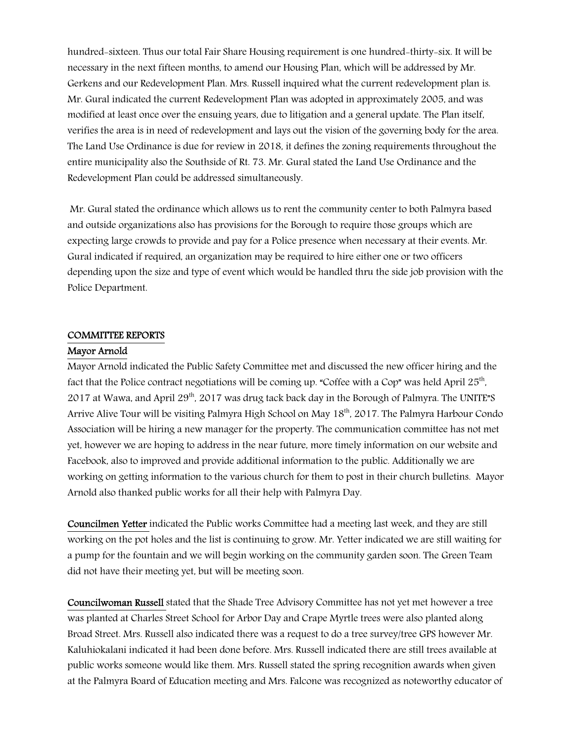hundred-sixteen. Thus our total Fair Share Housing requirement is one hundred-thirty-six. It will be necessary in the next fifteen months, to amend our Housing Plan, which will be addressed by Mr. Gerkens and our Redevelopment Plan. Mrs. Russell inquired what the current redevelopment plan is. Mr. Gural indicated the current Redevelopment Plan was adopted in approximately 2005, and was modified at least once over the ensuing years, due to litigation and a general update. The Plan itself, verifies the area is in need of redevelopment and lays out the vision of the governing body for the area. The Land Use Ordinance is due for review in 2018, it defines the zoning requirements throughout the entire municipality also the Southside of Rt. 73. Mr. Gural stated the Land Use Ordinance and the Redevelopment Plan could be addressed simultaneously.

Mr. Gural stated the ordinance which allows us to rent the community center to both Palmyra based and outside organizations also has provisions for the Borough to require those groups which are expecting large crowds to provide and pay for a Police presence when necessary at their events. Mr. Gural indicated if required, an organization may be required to hire either one or two officers depending upon the size and type of event which would be handled thru the side job provision with the Police Department.

## COMMITTEE REPORTS

### Mayor Arnold

Mayor Arnold indicated the Public Safety Committee met and discussed the new officer hiring and the fact that the Police contract negotiations will be coming up. "Coffee with a Cop" was held April 25th, 2017 at Wawa, and April 29th, 2017 was drug tack back day in the Borough of Palmyra. The UNITE"S Arrive Alive Tour will be visiting Palmyra High School on May 18th, 2017. The Palmyra Harbour Condo Association will be hiring a new manager for the property. The communication committee has not met yet, however we are hoping to address in the near future, more timely information on our website and Facebook, also to improved and provide additional information to the public. Additionally we are working on getting information to the various church for them to post in their church bulletins. Mayor Arnold also thanked public works for all their help with Palmyra Day.

**Councilmen Yetter** indicated the Public works Committee had a meeting last week, and they are still working on the pot holes and the list is continuing to grow. Mr. Yetter indicated we are still waiting for a pump for the fountain and we will begin working on the community garden soon. The Green Team did not have their meeting yet, but will be meeting soon.

**Councilwoman Russell** stated that the Shade Tree Advisory Committee has not yet met however a tree was planted at Charles Street School for Arbor Day and Crape Myrtle trees were also planted along Broad Street. Mrs. Russell also indicated there was a request to do a tree survey/tree GPS however Mr. Kaluhiokalani indicated it had been done before. Mrs. Russell indicated there are still trees available at public works someone would like them. Mrs. Russell stated the spring recognition awards when given at the Palmyra Board of Education meeting and Mrs. Falcone was recognized as noteworthy educator of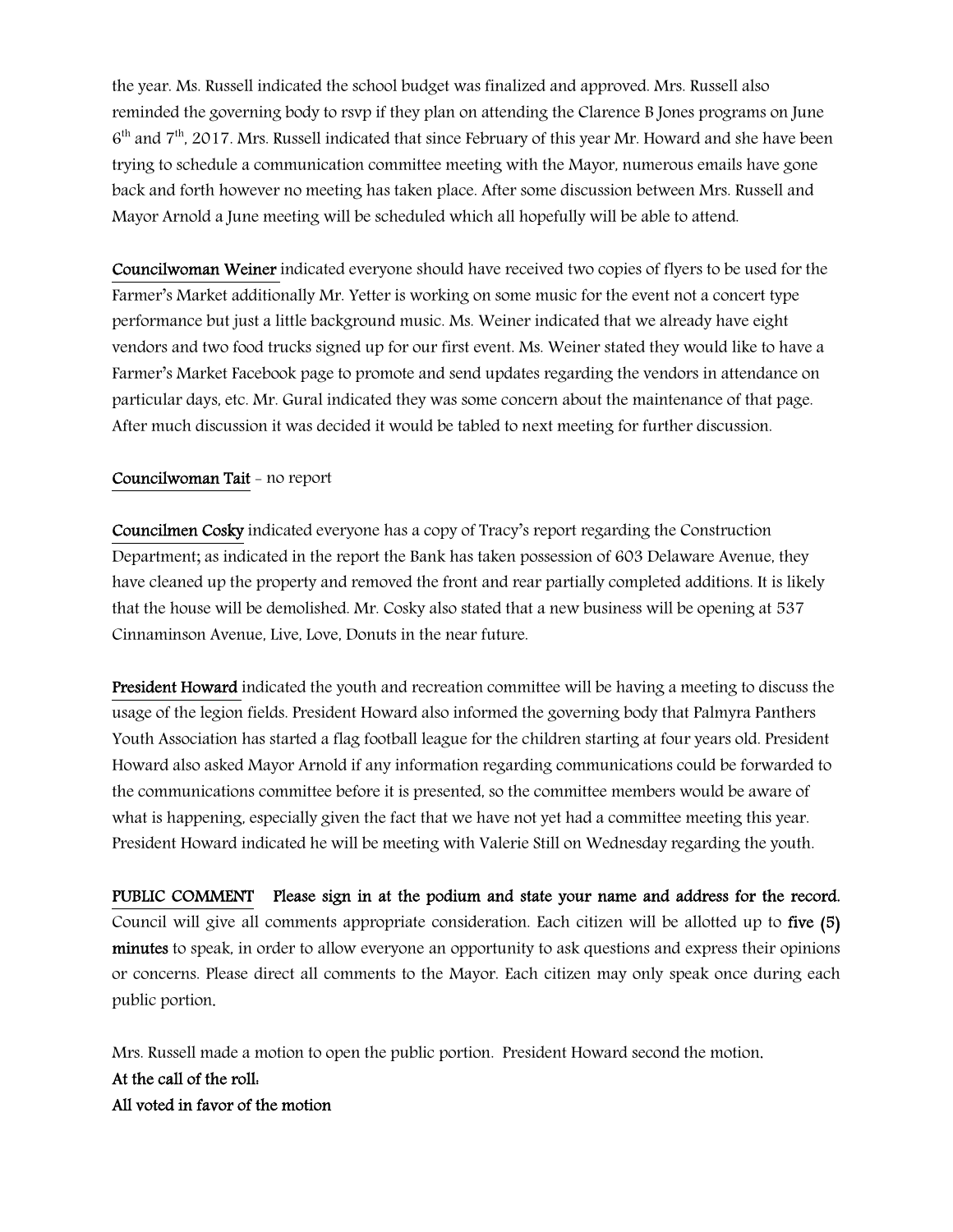the year. Ms. Russell indicated the school budget was finalized and approved. Mrs. Russell also reminded the governing body to rsvp if they plan on attending the Clarence B Jones programs on June 6th and 7th, 2017. Mrs. Russell indicated that since February of this year Mr. Howard and she have been trying to schedule a communication committee meeting with the Mayor, numerous emails have gone back and forth however no meeting has taken place. After some discussion between Mrs. Russell and Mayor Arnold a June meeting will be scheduled which all hopefully will be able to attend.

Councilwoman Weiner indicated everyone should have received two copies of flyers to be used for the Farmer's Market additionally Mr. Yetter is working on some music for the event not a concert type performance but just a little background music. Ms. Weiner indicated that we already have eight vendors and two food trucks signed up for our first event. Ms. Weiner stated they would like to have a Farmer's Market Facebook page to promote and send updates regarding the vendors in attendance on particular days, etc. Mr. Gural indicated they was some concern about the maintenance of that page. After much discussion it was decided it would be tabled to next meeting for further discussion.

Councilwoman Tait - no report

Councilmen Cosky indicated everyone has a copy of Tracy's report regarding the Construction Department; as indicated in the report the Bank has taken possession of 603 Delaware Avenue, they have cleaned up the property and removed the front and rear partially completed additions. It is likely that the house will be demolished. Mr. Cosky also stated that a new business will be opening at 537 Cinnaminson Avenue, Live, Love, Donuts in the near future.

President Howard indicated the youth and recreation committee will be having a meeting to discuss the usage of the legion fields. President Howard also informed the governing body that Palmyra Panthers Youth Association has started a flag football league for the children starting at four years old. President Howard also asked Mayor Arnold if any information regarding communications could be forwarded to the communications committee before it is presented, so the committee members would be aware of what is happening, especially given the fact that we have not yet had a committee meeting this year. President Howard indicated he will be meeting with Valerie Still on Wednesday regarding the youth.

**PUBLIC COMMENT Please sign in at the podium and state your name and address for the record.** Council will give all comments appropriate consideration. Each citizen will be allotted up to **five (5) minutes** to speak, in order to allow everyone an opportunity to ask questions and express their opinions or concerns. Please direct all comments to the Mayor. Each citizen may only speak once during each public portion.

Mrs. Russell made a motion to open the public portion. President Howard second the motion.

**At the call of the roll:**

**All voted in favor of the motion**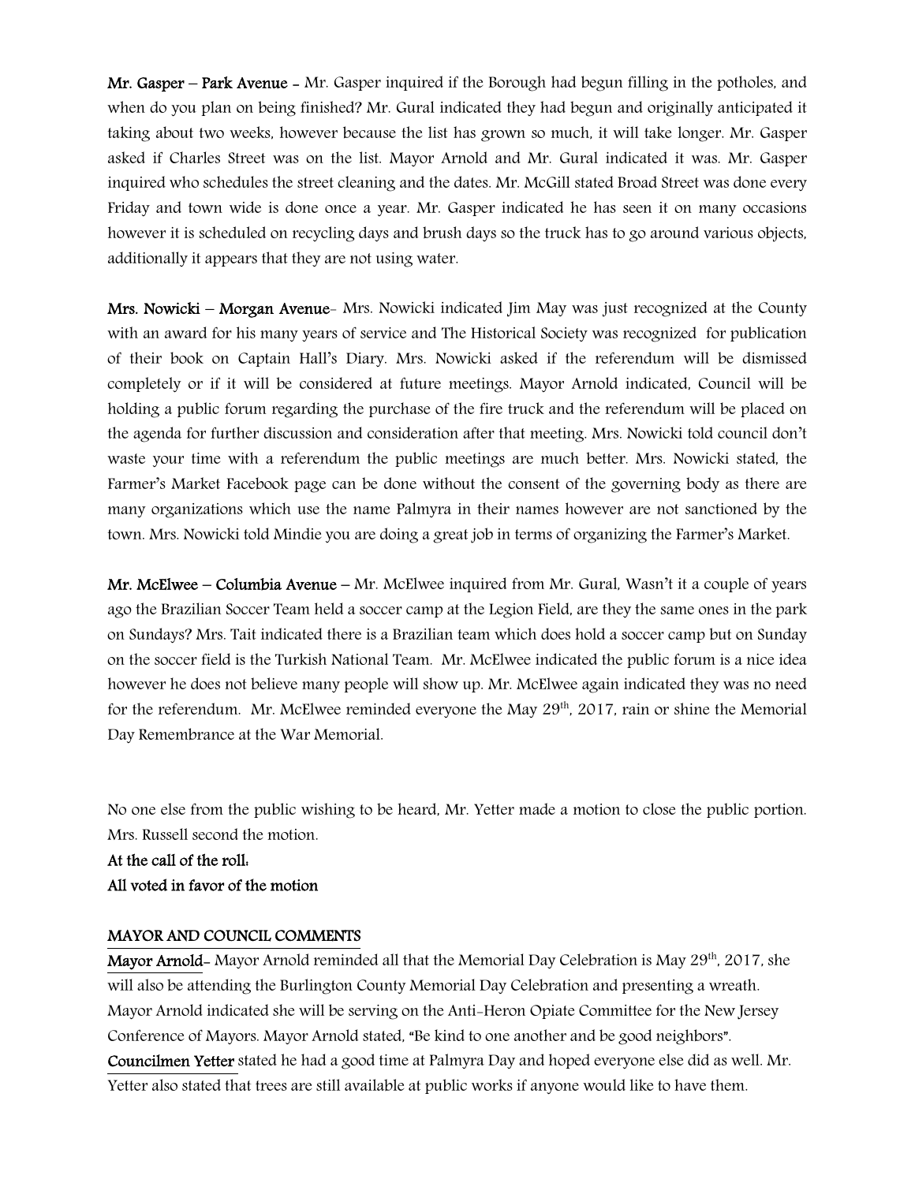**Mr. Gasper – Park Avenue** - Mr. Gasper inquired if the Borough had begun filling in the potholes, and when do you plan on being finished? Mr. Gural indicated they had begun and originally anticipated it taking about two weeks, however because the list has grown so much, it will take longer. Mr. Gasper asked if Charles Street was on the list. Mayor Arnold and Mr. Gural indicated it was. Mr. Gasper inquired who schedules the street cleaning and the dates. Mr. McGill stated Broad Street was done every Friday and town wide is done once a year. Mr. Gasper indicated he has seen it on many occasions however it is scheduled on recycling days and brush days so the truck has to go around various objects, additionally it appears that they are not using water.

**Mrs. Nowicki – Morgan Avenue**- Mrs. Nowicki indicated Jim May was just recognized at the County with an award for his many years of service and The Historical Society was recognized for publication of their book on Captain Hall's Diary. Mrs. Nowicki asked if the referendum will be dismissed completely or if it will be considered at future meetings. Mayor Arnold indicated, Council will be holding a public forum regarding the purchase of the fire truck and the referendum will be placed on the agenda for further discussion and consideration after that meeting. Mrs. Nowicki told council don't waste your time with a referendum the public meetings are much better. Mrs. Nowicki stated, the Farmer's Market Facebook page can be done without the consent of the governing body as there are many organizations which use the name Palmyra in their names however are not sanctioned by the town. Mrs. Nowicki told Mindie you are doing a great job in terms of organizing the Farmer's Market.

**Mr. McElwee – Columbia Avenue** – Mr. McElwee inquired from Mr. Gural, Wasn't it a couple of years ago the Brazilian Soccer Team held a soccer camp at the Legion Field, are they the same ones in the park on Sundays? Mrs. Tait indicated there is a Brazilian team which does hold a soccer camp but on Sunday on the soccer field is the Turkish National Team. Mr. McElwee indicated the public forum is a nice idea however he does not believe many people will show up. Mr. McElwee again indicated they was no need for the referendum. Mr. McElwee reminded everyone the May 29th, 2017, rain or shine the Memorial Day Remembrance at the War Memorial.

No one else from the public wishing to be heard, Mr. Yetter made a motion to close the public portion. Mrs. Russell second the motion.

**At the call of the roll:**
**All voted in favor of the motion**

## MAYOR AND COUNCIL COMMENTS

**Mayor Arnold**- Mayor Arnold reminded all that the Memorial Day Celebration is May 29th, 2017, she will also be attending the Burlington County Memorial Day Celebration and presenting a wreath. Mayor Arnold indicated she will be serving on the Anti-Heron Opiate Committee for the New Jersey Conference of Mayors. Mayor Arnold stated, "Be kind to one another and be good neighbors".

**Councilmen Yetter** stated he had a good time at Palmyra Day and hoped everyone else did as well. Mr. Yetter also stated that trees are still available at public works if anyone would like to have them.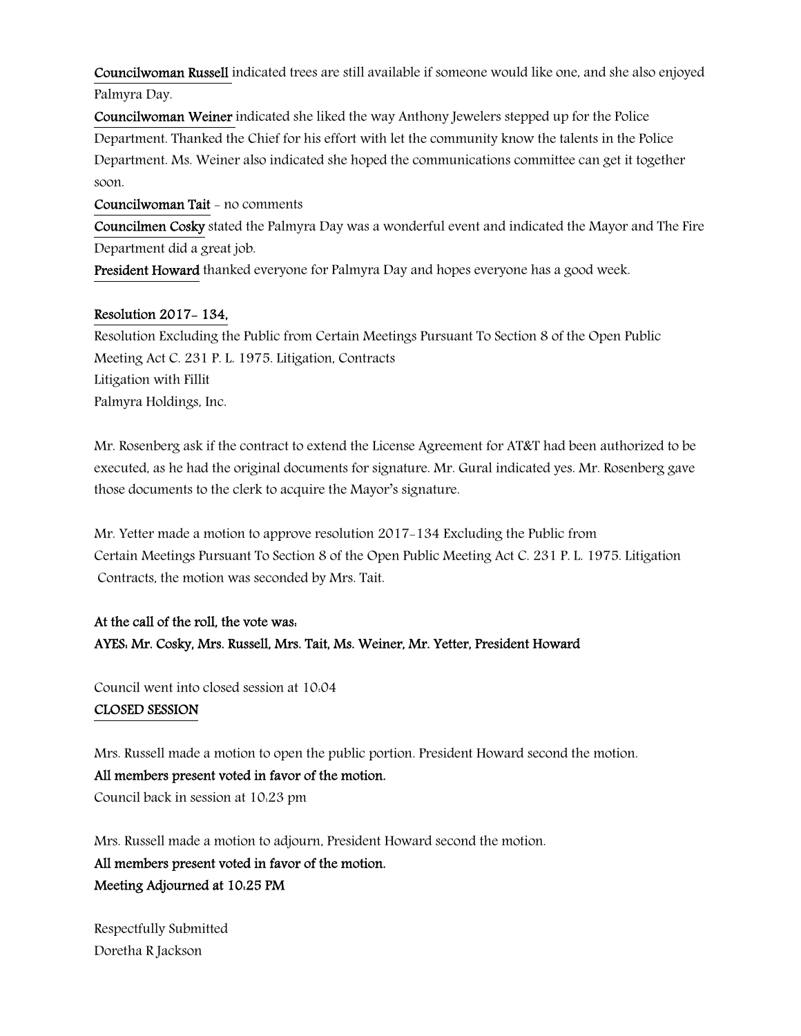Councilwoman Russell indicated trees are still available if someone would like one, and she also enjoyed Palmyra Day.

Councilwoman Weiner indicated she liked the way Anthony Jewelers stepped up for the Police Department. Thanked the Chief for his effort with let the community know the talents in the Police Department. Ms. Weiner also indicated she hoped the communications committee can get it together soon.

Councilwoman Tait - no comments

Councilmen Cosky stated the Palmyra Day was a wonderful event and indicated the Mayor and The Fire Department did a great job.

President Howard thanked everyone for Palmyra Day and hopes everyone has a good week.

Resolution 2017- 134,

Resolution Excluding the Public from Certain Meetings Pursuant To Section 8 of the Open Public Meeting Act C. 231 P. L. 1975. Litigation, Contracts
Litigation with Fillit
Palmyra Holdings, Inc.

Mr. Rosenberg ask if the contract to extend the License Agreement for AT&T had been authorized to be executed, as he had the original documents for signature. Mr. Gural indicated yes. Mr. Rosenberg gave those documents to the clerk to acquire the Mayor's signature.

Mr. Yetter made a motion to approve resolution 2017-134 Excluding the Public from Certain Meetings Pursuant To Section 8 of the Open Public Meeting Act C. 231 P. L. 1975. Litigation Contracts, the motion was seconded by Mrs. Tait.

**At the call of the roll, the vote was:**
**AYES: Mr. Cosky, Mrs. Russell, Mrs. Tait, Ms. Weiner, Mr. Yetter, President Howard**

Council went into closed session at 10:04

CLOSED SESSION

Mrs. Russell made a motion to open the public portion. President Howard second the motion.
**All members present voted in favor of the motion.**
Council back in session at 10:23 pm

Mrs. Russell made a motion to adjourn, President Howard second the motion.
**All members present voted in favor of the motion.**
**Meeting Adjourned at 10:25 PM**

Respectfully Submitted
Doretha R Jackson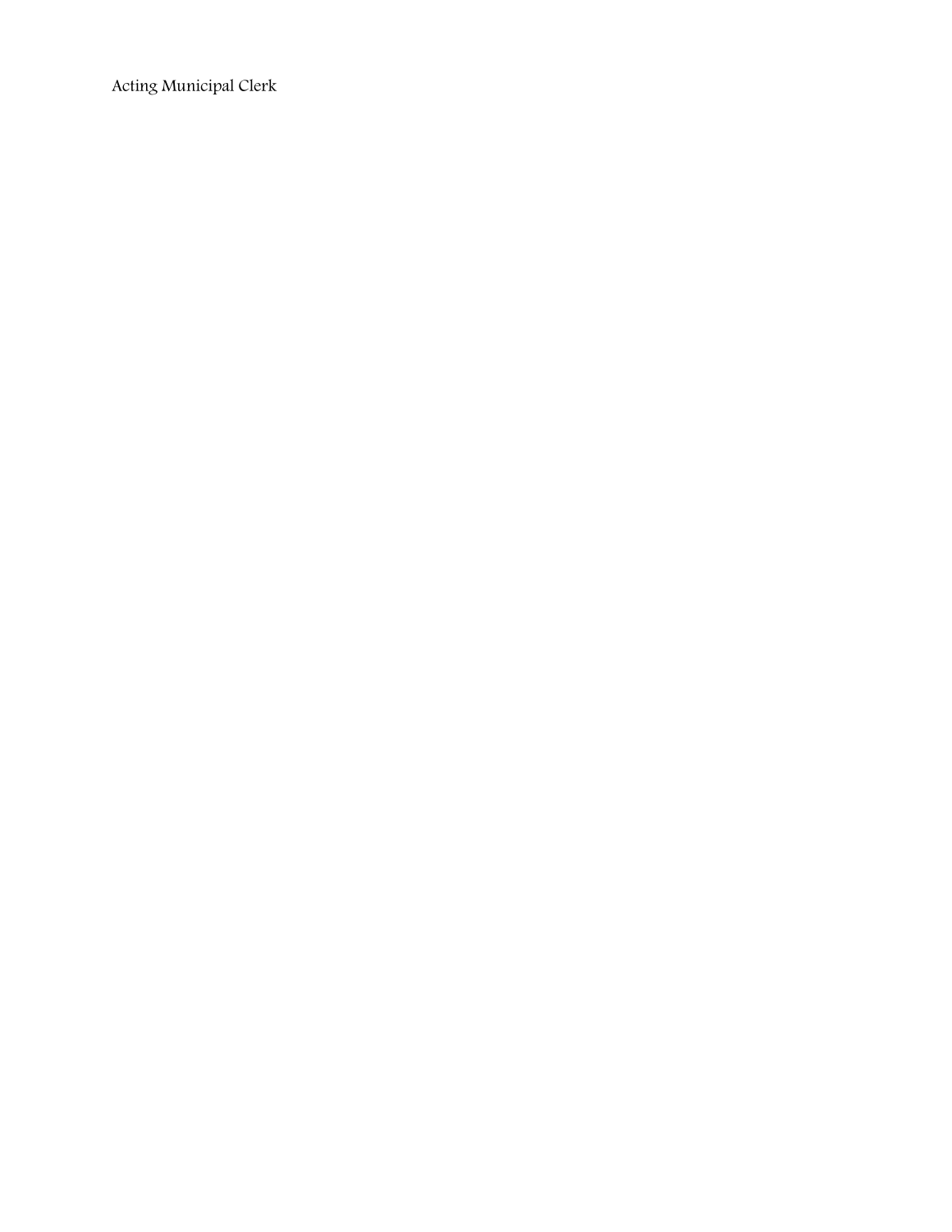Acting Municipal Clerk